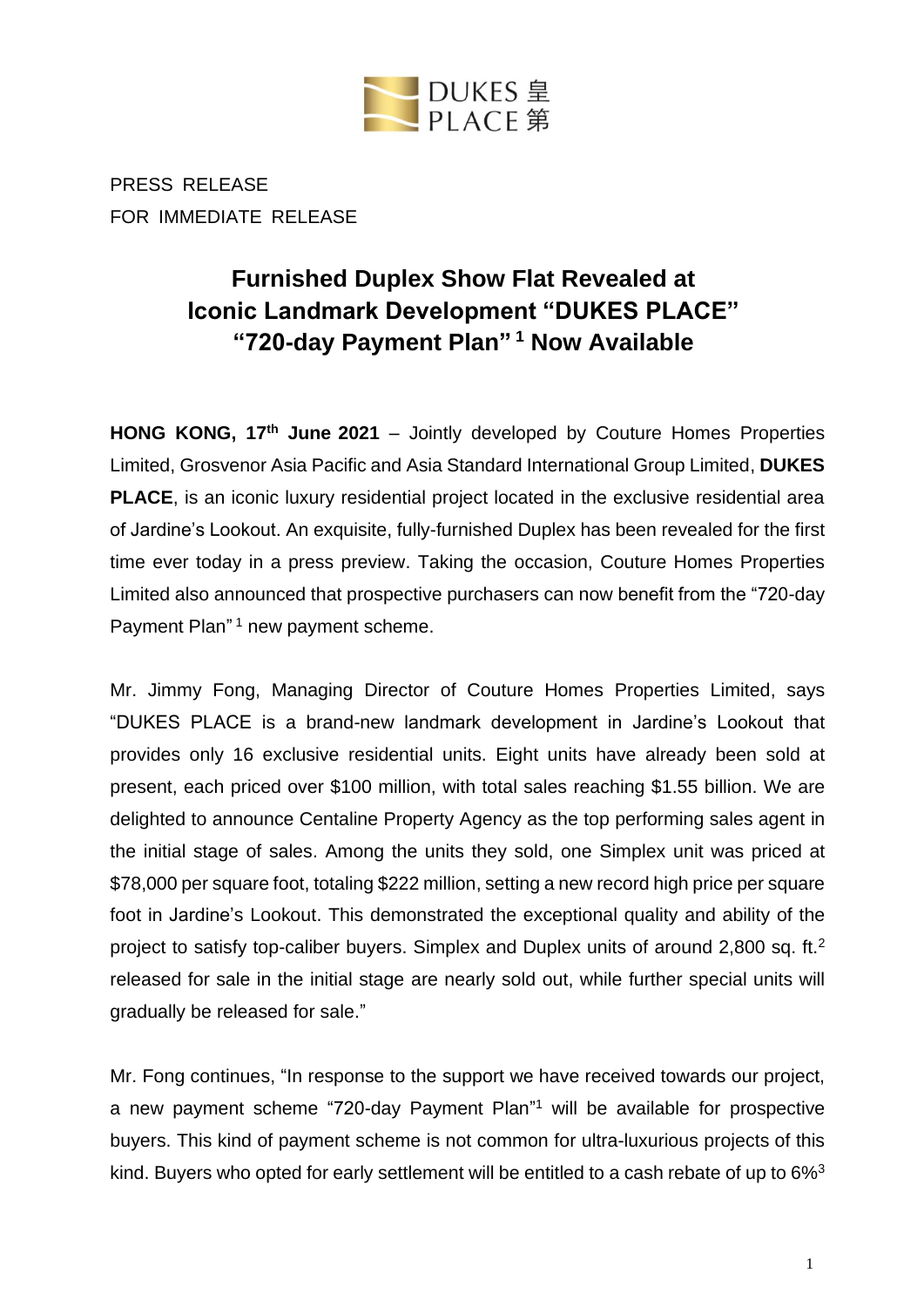DUKES 皇
PLACE 第

PRESS RELEASE
FOR IMMEDIATE RELEASE

# Furnished Duplex Show Flat Revealed at Iconic Landmark Development "DUKES PLACE" "720-day Payment Plan" [1] Now Available

**HONG KONG, 17th June 2021** – Jointly developed by Couture Homes Properties Limited, Grosvenor Asia Pacific and Asia Standard International Group Limited, **DUKES PLACE**, is an iconic luxury residential project located in the exclusive residential area of Jardine's Lookout. An exquisite, fully-furnished Duplex has been revealed for the first time ever today in a press preview. Taking the occasion, Couture Homes Properties Limited also announced that prospective purchasers can now benefit from the "720-day Payment Plan" [1] new payment scheme.

Mr. Jimmy Fong, Managing Director of Couture Homes Properties Limited, says "DUKES PLACE is a brand-new landmark development in Jardine's Lookout that provides only 16 exclusive residential units. Eight units have already been sold at present, each priced over $100 million, with total sales reaching $1.55 billion. We are delighted to announce Centaline Property Agency as the top performing sales agent in the initial stage of sales. Among the units they sold, one Simplex unit was priced at $78,000 per square foot, totaling $222 million, setting a new record high price per square foot in Jardine's Lookout. This demonstrated the exceptional quality and ability of the project to satisfy top-caliber buyers. Simplex and Duplex units of around 2,800 sq. ft.[2] released for sale in the initial stage are nearly sold out, while further special units will gradually be released for sale."

Mr. Fong continues, "In response to the support we have received towards our project, a new payment scheme "720-day Payment Plan"[1] will be available for prospective buyers. This kind of payment scheme is not common for ultra-luxurious projects of this kind. Buyers who opted for early settlement will be entitled to a cash rebate of up to 6%[3]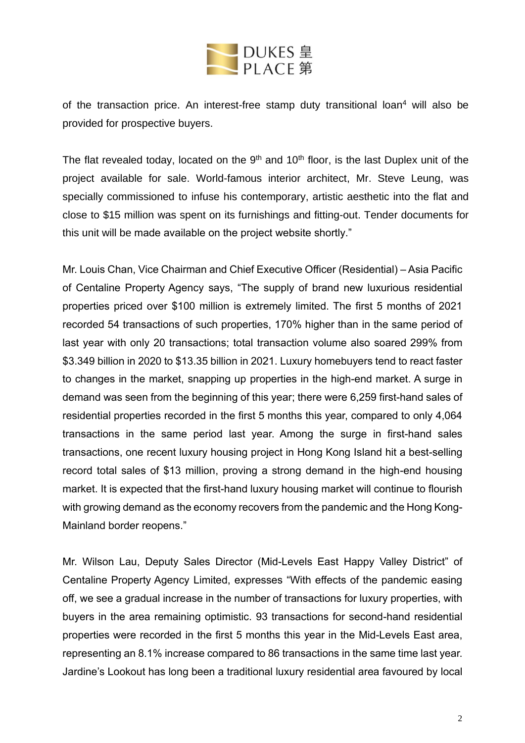of the transaction price. An interest-free stamp duty transitional loan[4] will also be provided for prospective buyers.

The flat revealed today, located on the 9th and 10th floor, is the last Duplex unit of the project available for sale. World-famous interior architect, Mr. Steve Leung, was specially commissioned to infuse his contemporary, artistic aesthetic into the flat and close to $15 million was spent on its furnishings and fitting-out. Tender documents for this unit will be made available on the project website shortly."

Mr. Louis Chan, Vice Chairman and Chief Executive Officer (Residential) – Asia Pacific of Centaline Property Agency says, "The supply of brand new luxurious residential properties priced over $100 million is extremely limited. The first 5 months of 2021 recorded 54 transactions of such properties, 170% higher than in the same period of last year with only 20 transactions; total transaction volume also soared 299% from $3.349 billion in 2020 to $13.35 billion in 2021. Luxury homebuyers tend to react faster to changes in the market, snapping up properties in the high-end market. A surge in demand was seen from the beginning of this year; there were 6,259 first-hand sales of residential properties recorded in the first 5 months this year, compared to only 4,064 transactions in the same period last year. Among the surge in first-hand sales transactions, one recent luxury housing project in Hong Kong Island hit a best-selling record total sales of $13 million, proving a strong demand in the high-end housing market. It is expected that the first-hand luxury housing market will continue to flourish with growing demand as the economy recovers from the pandemic and the Hong Kong-Mainland border reopens."

Mr. Wilson Lau, Deputy Sales Director (Mid-Levels East Happy Valley District" of Centaline Property Agency Limited, expresses "With effects of the pandemic easing off, we see a gradual increase in the number of transactions for luxury properties, with buyers in the area remaining optimistic. 93 transactions for second-hand residential properties were recorded in the first 5 months this year in the Mid-Levels East area, representing an 8.1% increase compared to 86 transactions in the same time last year. Jardine's Lookout has long been a traditional luxury residential area favoured by local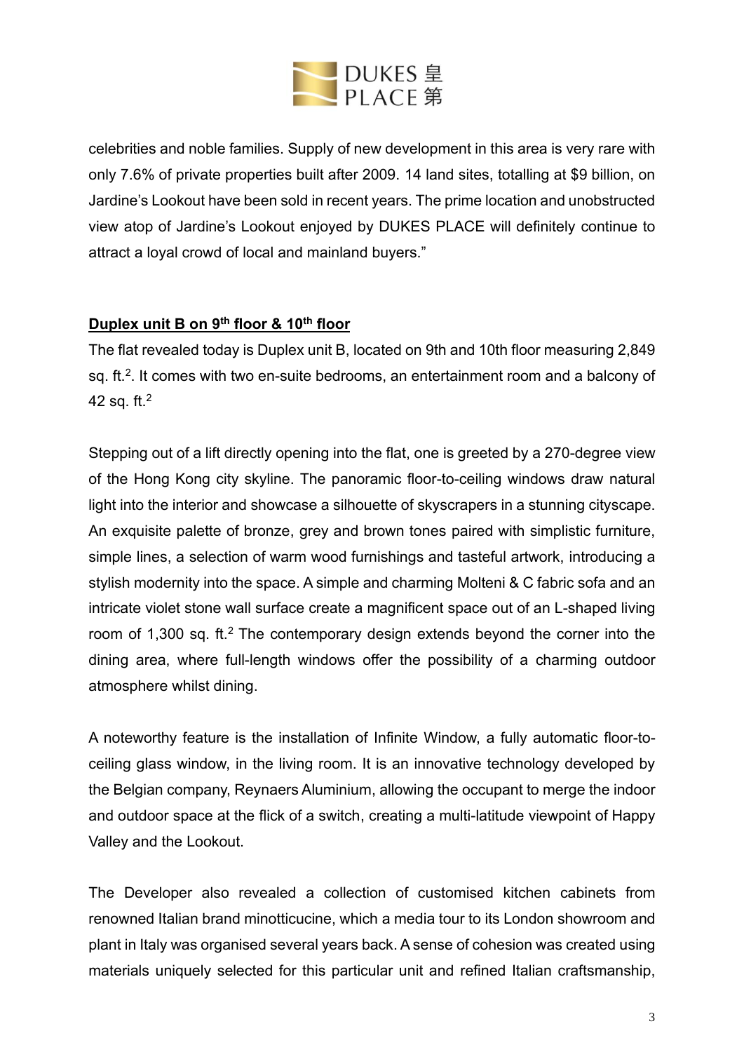celebrities and noble families. Supply of new development in this area is very rare with only 7.6% of private properties built after 2009. 14 land sites, totalling at $9 billion, on Jardine's Lookout have been sold in recent years. The prime location and unobstructed view atop of Jardine's Lookout enjoyed by DUKES PLACE will definitely continue to attract a loyal crowd of local and mainland buyers."

## **Duplex unit B on 9th floor & 10th floor**

The flat revealed today is Duplex unit B, located on 9th and 10th floor measuring 2,849 sq. ft.[2]. It comes with two en-suite bedrooms, an entertainment room and a balcony of 42 sq. ft.[2]

Stepping out of a lift directly opening into the flat, one is greeted by a 270-degree view of the Hong Kong city skyline. The panoramic floor-to-ceiling windows draw natural light into the interior and showcase a silhouette of skyscrapers in a stunning cityscape. An exquisite palette of bronze, grey and brown tones paired with simplistic furniture, simple lines, a selection of warm wood furnishings and tasteful artwork, introducing a stylish modernity into the space. A simple and charming Molteni & C fabric sofa and an intricate violet stone wall surface create a magnificent space out of an L-shaped living room of 1,300 sq. ft.[2] The contemporary design extends beyond the corner into the dining area, where full-length windows offer the possibility of a charming outdoor atmosphere whilst dining.

A noteworthy feature is the installation of Infinite Window, a fully automatic floor-to-ceiling glass window, in the living room. It is an innovative technology developed by the Belgian company, Reynaers Aluminium, allowing the occupant to merge the indoor and outdoor space at the flick of a switch, creating a multi-latitude viewpoint of Happy Valley and the Lookout.

The Developer also revealed a collection of customised kitchen cabinets from renowned Italian brand minotticucine, which a media tour to its London showroom and plant in Italy was organised several years back. A sense of cohesion was created using materials uniquely selected for this particular unit and refined Italian craftsmanship,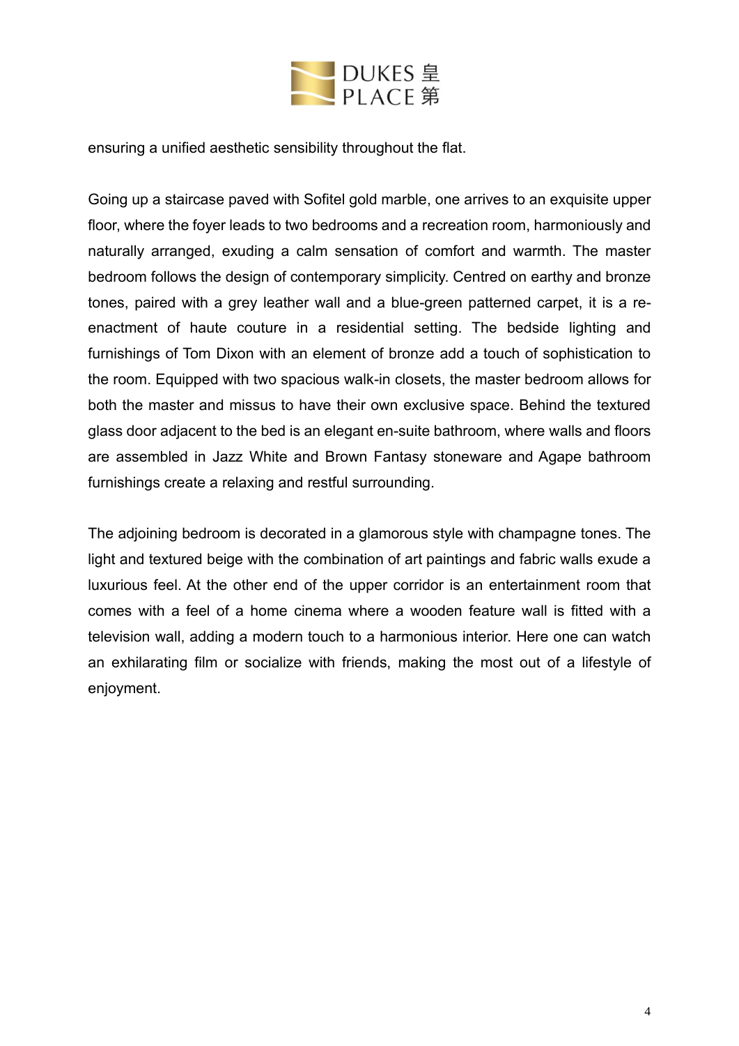ensuring a unified aesthetic sensibility throughout the flat.

Going up a staircase paved with Sofitel gold marble, one arrives to an exquisite upper floor, where the foyer leads to two bedrooms and a recreation room, harmoniously and naturally arranged, exuding a calm sensation of comfort and warmth. The master bedroom follows the design of contemporary simplicity. Centred on earthy and bronze tones, paired with a grey leather wall and a blue-green patterned carpet, it is a re-enactment of haute couture in a residential setting. The bedside lighting and furnishings of Tom Dixon with an element of bronze add a touch of sophistication to the room. Equipped with two spacious walk-in closets, the master bedroom allows for both the master and missus to have their own exclusive space. Behind the textured glass door adjacent to the bed is an elegant en-suite bathroom, where walls and floors are assembled in Jazz White and Brown Fantasy stoneware and Agape bathroom furnishings create a relaxing and restful surrounding.

The adjoining bedroom is decorated in a glamorous style with champagne tones. The light and textured beige with the combination of art paintings and fabric walls exude a luxurious feel. At the other end of the upper corridor is an entertainment room that comes with a feel of a home cinema where a wooden feature wall is fitted with a television wall, adding a modern touch to a harmonious interior. Here one can watch an exhilarating film or socialize with friends, making the most out of a lifestyle of enjoyment.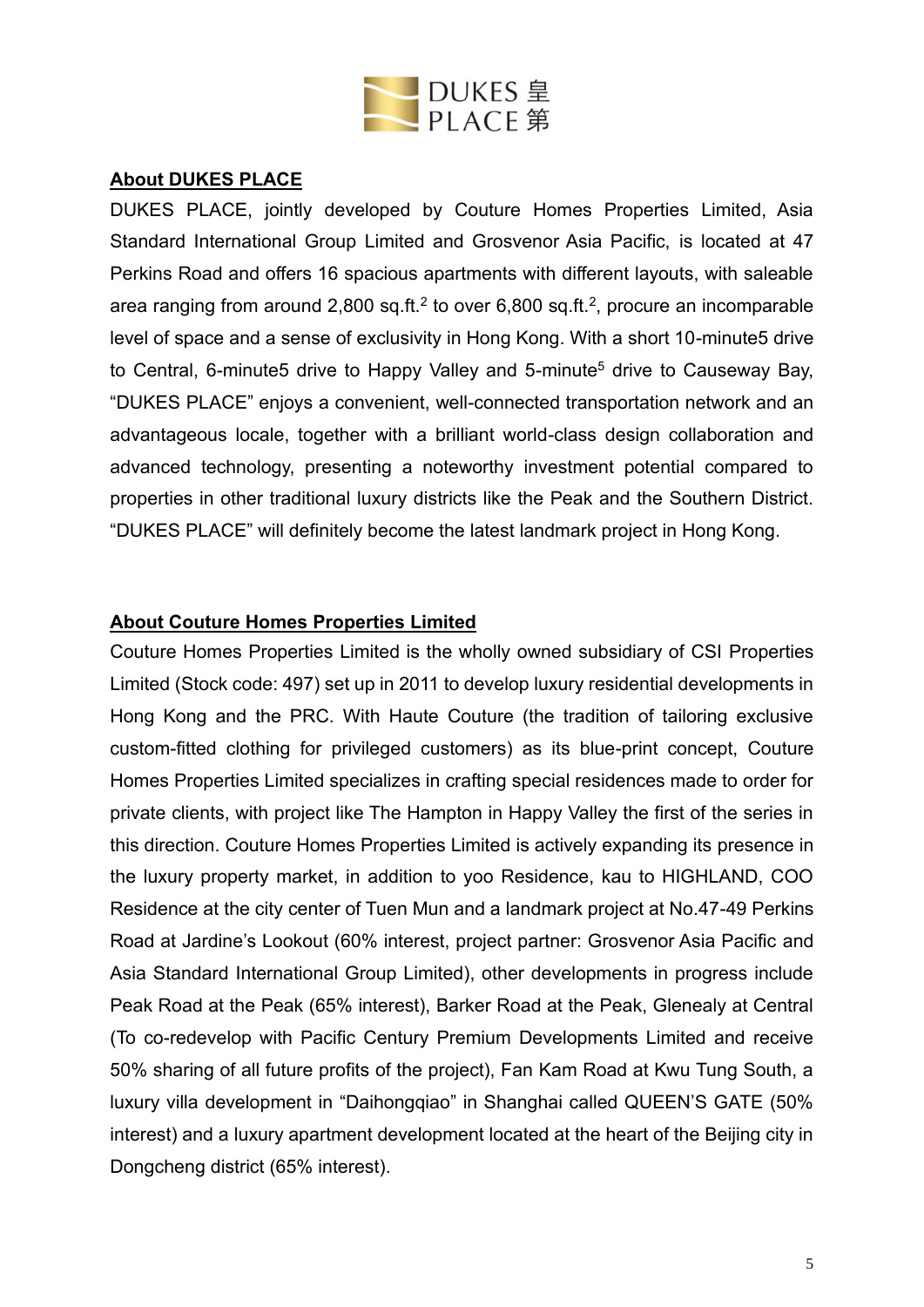## About DUKES PLACE

DUKES PLACE, jointly developed by Couture Homes Properties Limited, Asia Standard International Group Limited and Grosvenor Asia Pacific, is located at 47 Perkins Road and offers 16 spacious apartments with different layouts, with saleable area ranging from around 2,800 sq.ft.[2] to over 6,800 sq.ft.[2], procure an incomparable level of space and a sense of exclusivity in Hong Kong. With a short 10-minute5 drive to Central, 6-minute5 drive to Happy Valley and 5-minute[5] drive to Causeway Bay, "DUKES PLACE" enjoys a convenient, well-connected transportation network and an advantageous locale, together with a brilliant world-class design collaboration and advanced technology, presenting a noteworthy investment potential compared to properties in other traditional luxury districts like the Peak and the Southern District. "DUKES PLACE" will definitely become the latest landmark project in Hong Kong.

## About Couture Homes Properties Limited

Couture Homes Properties Limited is the wholly owned subsidiary of CSI Properties Limited (Stock code: 497) set up in 2011 to develop luxury residential developments in Hong Kong and the PRC. With Haute Couture (the tradition of tailoring exclusive custom-fitted clothing for privileged customers) as its blue-print concept, Couture Homes Properties Limited specializes in crafting special residences made to order for private clients, with project like The Hampton in Happy Valley the first of the series in this direction. Couture Homes Properties Limited is actively expanding its presence in the luxury property market, in addition to yoo Residence, kau to HIGHLAND, COO Residence at the city center of Tuen Mun and a landmark project at No.47-49 Perkins Road at Jardine's Lookout (60% interest, project partner: Grosvenor Asia Pacific and Asia Standard International Group Limited), other developments in progress include Peak Road at the Peak (65% interest), Barker Road at the Peak, Glenealy at Central (To co-redevelop with Pacific Century Premium Developments Limited and receive 50% sharing of all future profits of the project), Fan Kam Road at Kwu Tung South, a luxury villa development in "Daihongqiao" in Shanghai called QUEEN'S GATE (50% interest) and a luxury apartment development located at the heart of the Beijing city in Dongcheng district (65% interest).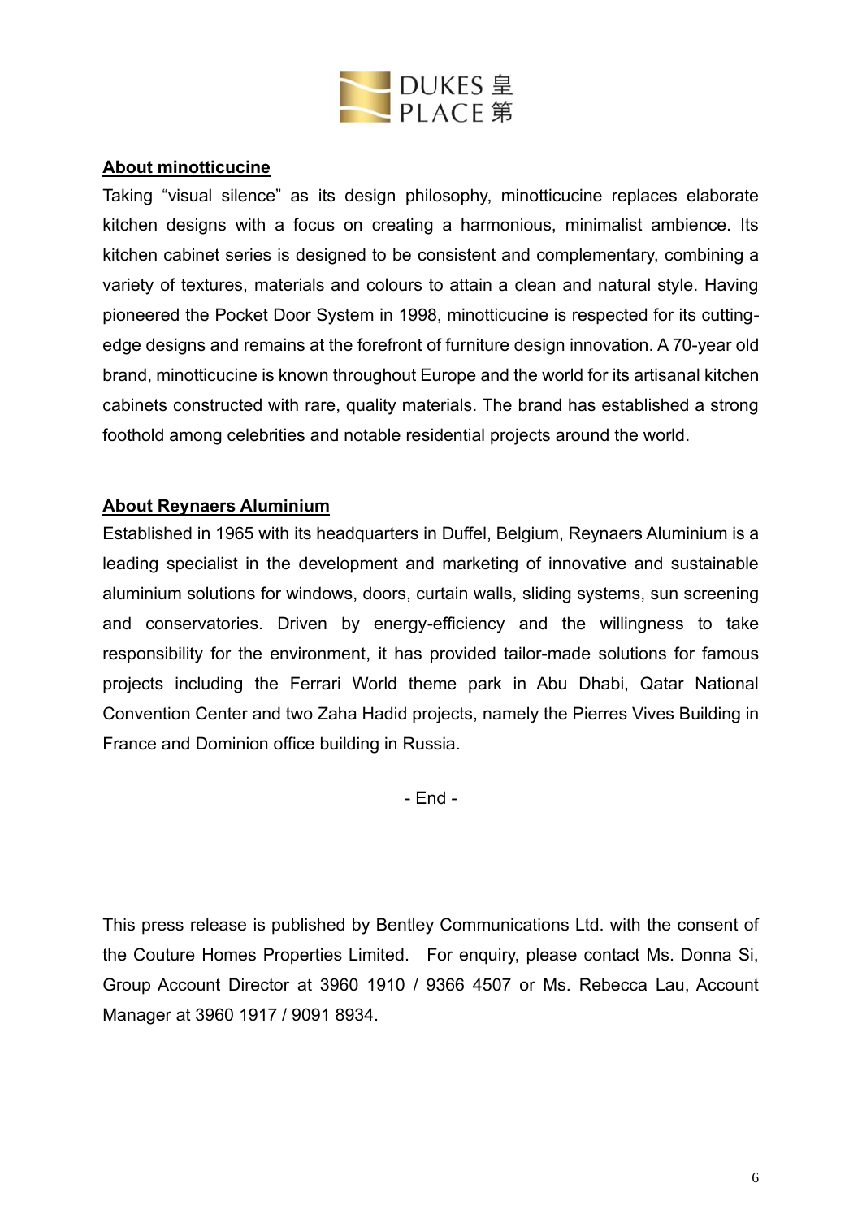**About minotticucine**

Taking "visual silence" as its design philosophy, minotticucine replaces elaborate kitchen designs with a focus on creating a harmonious, minimalist ambience. Its kitchen cabinet series is designed to be consistent and complementary, combining a variety of textures, materials and colours to attain a clean and natural style. Having pioneered the Pocket Door System in 1998, minotticucine is respected for its cutting-edge designs and remains at the forefront of furniture design innovation. A 70-year old brand, minotticucine is known throughout Europe and the world for its artisanal kitchen cabinets constructed with rare, quality materials. The brand has established a strong foothold among celebrities and notable residential projects around the world.

**About Reynaers Aluminium**

Established in 1965 with its headquarters in Duffel, Belgium, Reynaers Aluminium is a leading specialist in the development and marketing of innovative and sustainable aluminium solutions for windows, doors, curtain walls, sliding systems, sun screening and conservatories. Driven by energy-efficiency and the willingness to take responsibility for the environment, it has provided tailor-made solutions for famous projects including the Ferrari World theme park in Abu Dhabi, Qatar National Convention Center and two Zaha Hadid projects, namely the Pierres Vives Building in France and Dominion office building in Russia.

- End -

This press release is published by Bentley Communications Ltd. with the consent of the Couture Homes Properties Limited. For enquiry, please contact Ms. Donna Si, Group Account Director at 3960 1910 / 9366 4507 or Ms. Rebecca Lau, Account Manager at 3960 1917 / 9091 8934.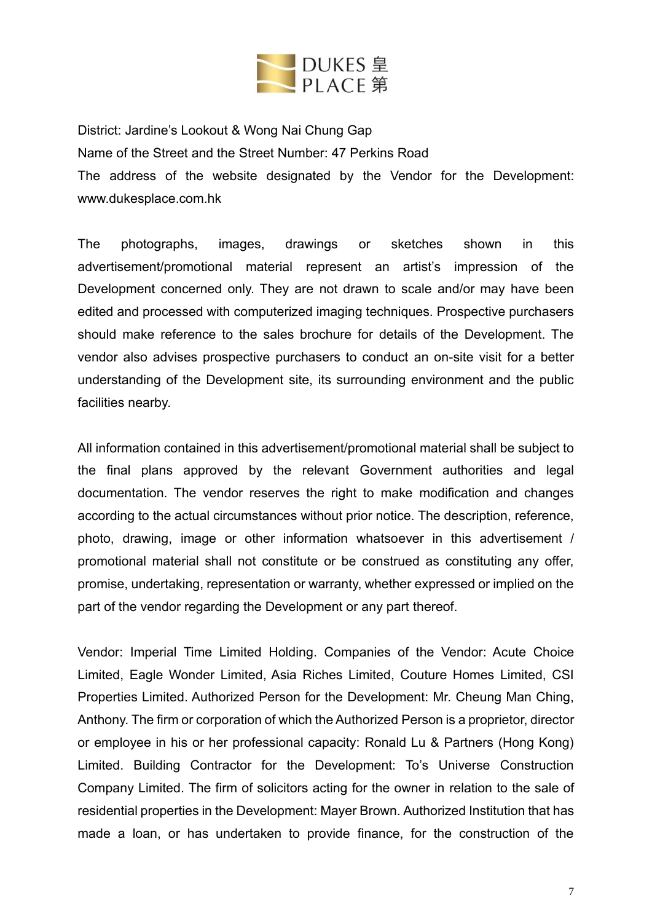District: Jardine's Lookout & Wong Nai Chung Gap

Name of the Street and the Street Number: 47 Perkins Road

The address of the website designated by the Vendor for the Development: www.dukesplace.com.hk

The photographs, images, drawings or sketches shown in this advertisement/promotional material represent an artist's impression of the Development concerned only. They are not drawn to scale and/or may have been edited and processed with computerized imaging techniques. Prospective purchasers should make reference to the sales brochure for details of the Development. The vendor also advises prospective purchasers to conduct an on-site visit for a better understanding of the Development site, its surrounding environment and the public facilities nearby.

All information contained in this advertisement/promotional material shall be subject to the final plans approved by the relevant Government authorities and legal documentation. The vendor reserves the right to make modification and changes according to the actual circumstances without prior notice. The description, reference, photo, drawing, image or other information whatsoever in this advertisement / promotional material shall not constitute or be construed as constituting any offer, promise, undertaking, representation or warranty, whether expressed or implied on the part of the vendor regarding the Development or any part thereof.

Vendor: Imperial Time Limited Holding. Companies of the Vendor: Acute Choice Limited, Eagle Wonder Limited, Asia Riches Limited, Couture Homes Limited, CSI Properties Limited. Authorized Person for the Development: Mr. Cheung Man Ching, Anthony. The firm or corporation of which the Authorized Person is a proprietor, director or employee in his or her professional capacity: Ronald Lu & Partners (Hong Kong) Limited. Building Contractor for the Development: To's Universe Construction Company Limited. The firm of solicitors acting for the owner in relation to the sale of residential properties in the Development: Mayer Brown. Authorized Institution that has made a loan, or has undertaken to provide finance, for the construction of the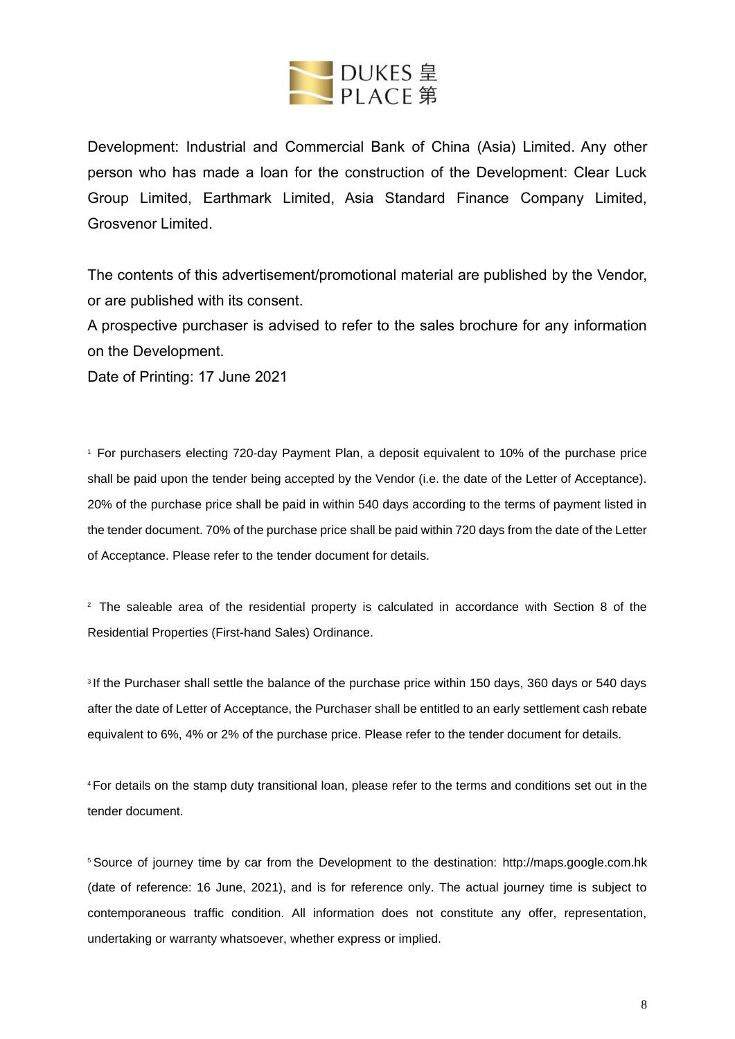Development: Industrial and Commercial Bank of China (Asia) Limited. Any other person who has made a loan for the construction of the Development: Clear Luck Group Limited, Earthmark Limited, Asia Standard Finance Company Limited, Grosvenor Limited.

The contents of this advertisement/promotional material are published by the Vendor, or are published with its consent.

A prospective purchaser is advised to refer to the sales brochure for any information on the Development.

Date of Printing: 17 June 2021

[1] For purchasers electing 720-day Payment Plan, a deposit equivalent to 10% of the purchase price shall be paid upon the tender being accepted by the Vendor (i.e. the date of the Letter of Acceptance). 20% of the purchase price shall be paid in within 540 days according to the terms of payment listed in the tender document. 70% of the purchase price shall be paid within 720 days from the date of the Letter of Acceptance. Please refer to the tender document for details.

[2] The saleable area of the residential property is calculated in accordance with Section 8 of the Residential Properties (First-hand Sales) Ordinance.

[3] If the Purchaser shall settle the balance of the purchase price within 150 days, 360 days or 540 days after the date of Letter of Acceptance, the Purchaser shall be entitled to an early settlement cash rebate equivalent to 6%, 4% or 2% of the purchase price. Please refer to the tender document for details.

[4] For details on the stamp duty transitional loan, please refer to the terms and conditions set out in the tender document.

[5] Source of journey time by car from the Development to the destination: http://maps.google.com.hk (date of reference: 16 June, 2021), and is for reference only. The actual journey time is subject to contemporaneous traffic condition. All information does not constitute any offer, representation, undertaking or warranty whatsoever, whether express or implied.